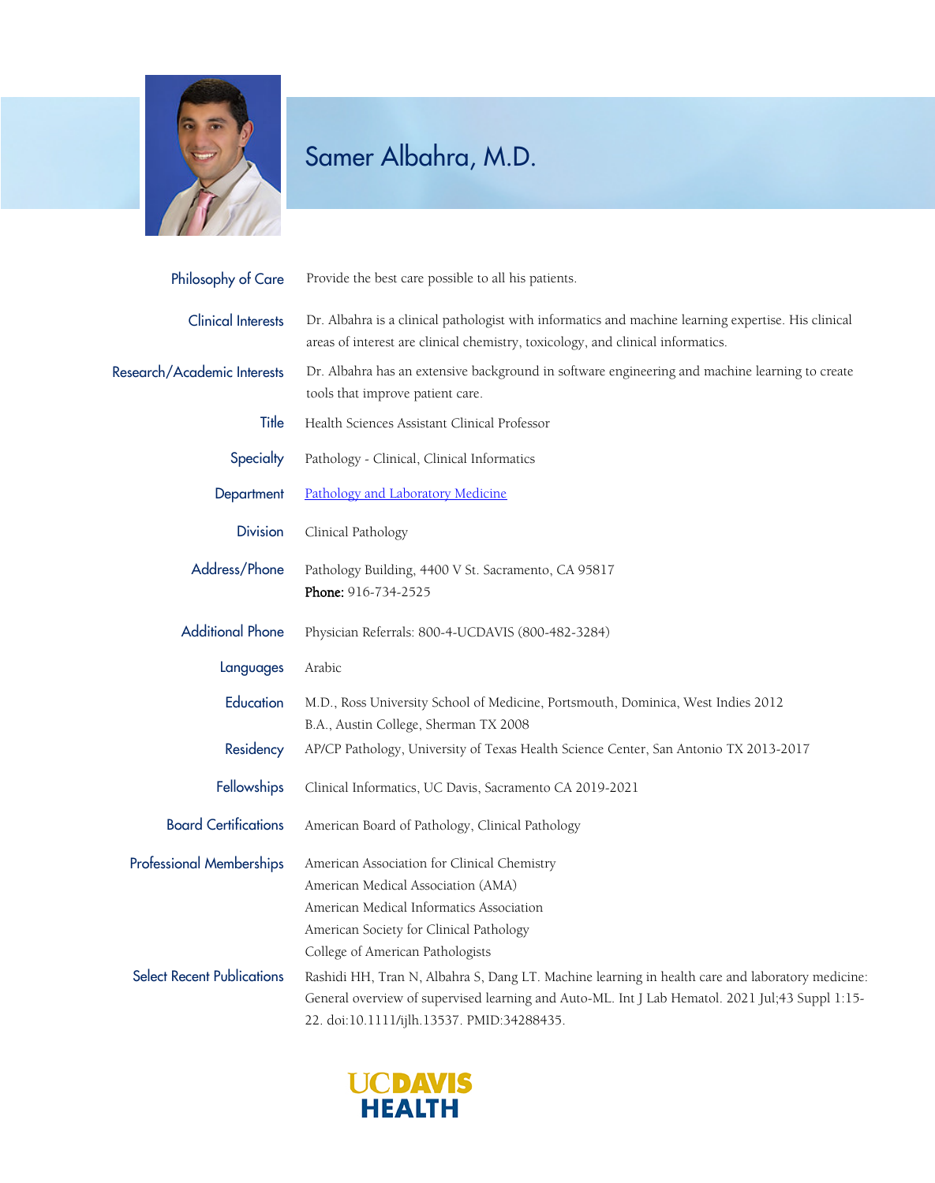# Samer Albahra, M.D.

**Philosophy of Care**
Provide the best care possible to all his patients.

**Clinical Interests**
Dr. Albahra is a clinical pathologist with informatics and machine learning expertise. His clinical areas of interest are clinical chemistry, toxicology, and clinical informatics.

**Research/Academic Interests**
Dr. Albahra has an extensive background in software engineering and machine learning to create tools that improve patient care.

**Title**
Health Sciences Assistant Clinical Professor

**Specialty**
Pathology - Clinical, Clinical Informatics

**Department**
Pathology and Laboratory Medicine

**Division**
Clinical Pathology

**Address/Phone**
Pathology Building, 4400 V St. Sacramento, CA 95817
**Phone:** 916-734-2525

**Additional Phone**
Physician Referrals: 800-4-UCDAVIS (800-482-3284)

**Languages**
Arabic

**Education**
M.D., Ross University School of Medicine, Portsmouth, Dominica, West Indies 2012
B.A., Austin College, Sherman TX 2008

**Residency**
AP/CP Pathology, University of Texas Health Science Center, San Antonio TX 2013-2017

**Fellowships**
Clinical Informatics, UC Davis, Sacramento CA 2019-2021

**Board Certifications**
American Board of Pathology, Clinical Pathology

**Professional Memberships**
American Association for Clinical Chemistry
American Medical Association (AMA)
American Medical Informatics Association
American Society for Clinical Pathology
College of American Pathologists

**Select Recent Publications**
Rashidi HH, Tran N, Albahra S, Dang LT. Machine learning in health care and laboratory medicine: General overview of supervised learning and Auto-ML. Int J Lab Hematol. 2021 Jul;43 Suppl 1:15-22. doi:10.1111/ijlh.13537. PMID:34288435.

UC DAVIS HEALTH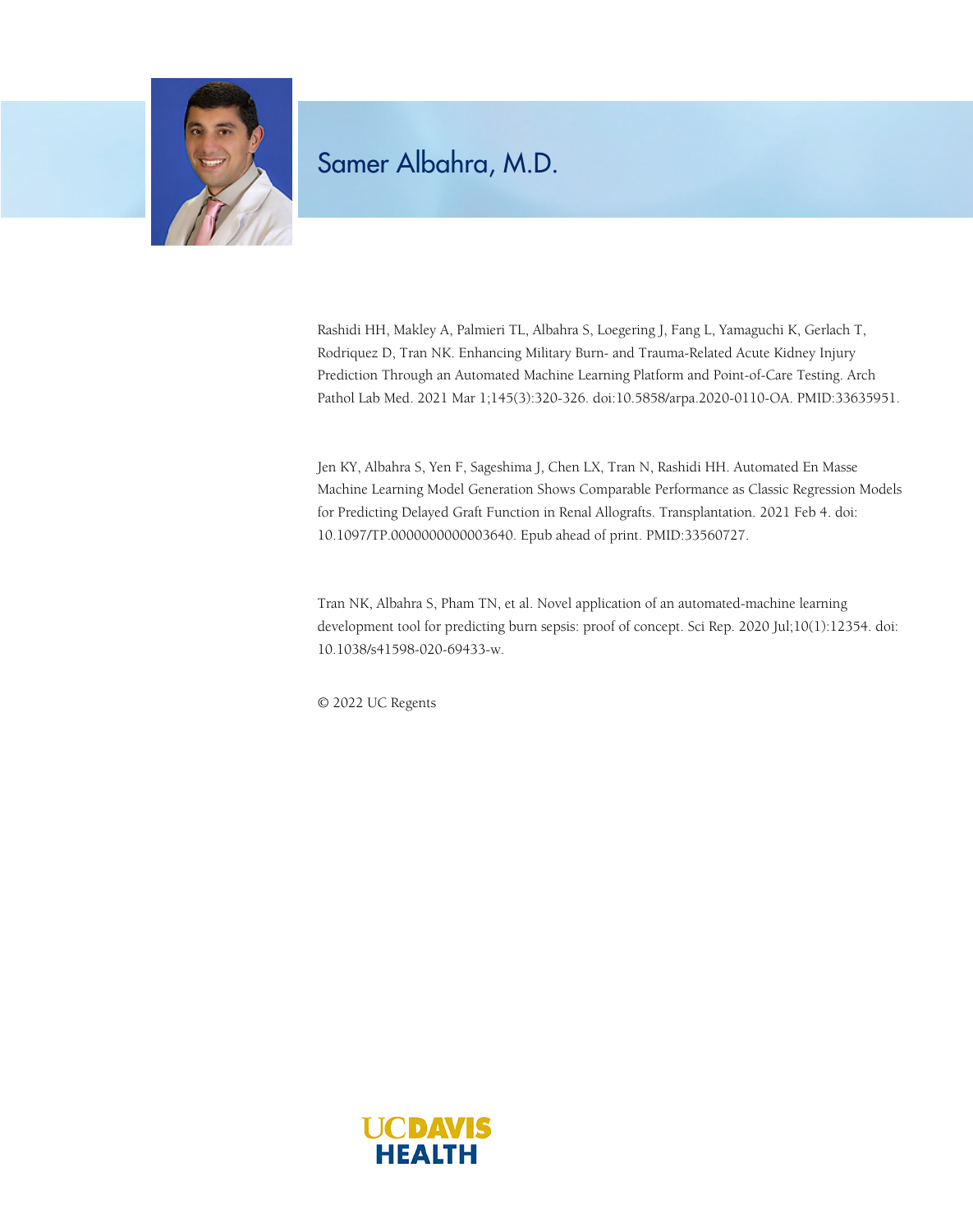# Samer Albahra, M.D.

Rashidi HH, Makley A, Palmieri TL, Albahra S, Loegering J, Fang L, Yamaguchi K, Gerlach T, Rodriquez D, Tran NK. Enhancing Military Burn- and Trauma-Related Acute Kidney Injury Prediction Through an Automated Machine Learning Platform and Point-of-Care Testing. Arch Pathol Lab Med. 2021 Mar 1;145(3):320-326. doi:10.5858/arpa.2020-0110-OA. PMID:33635951.

Jen KY, Albahra S, Yen F, Sageshima J, Chen LX, Tran N, Rashidi HH. Automated En Masse Machine Learning Model Generation Shows Comparable Performance as Classic Regression Models for Predicting Delayed Graft Function in Renal Allografts. Transplantation. 2021 Feb 4. doi: 10.1097/TP.0000000000003640. Epub ahead of print. PMID:33560727.

Tran NK, Albahra S, Pham TN, et al. Novel application of an automated-machine learning development tool for predicting burn sepsis: proof of concept. Sci Rep. 2020 Jul;10(1):12354. doi: 10.1038/s41598-020-69433-w.

© 2022 UC Regents

UC DAVIS HEALTH